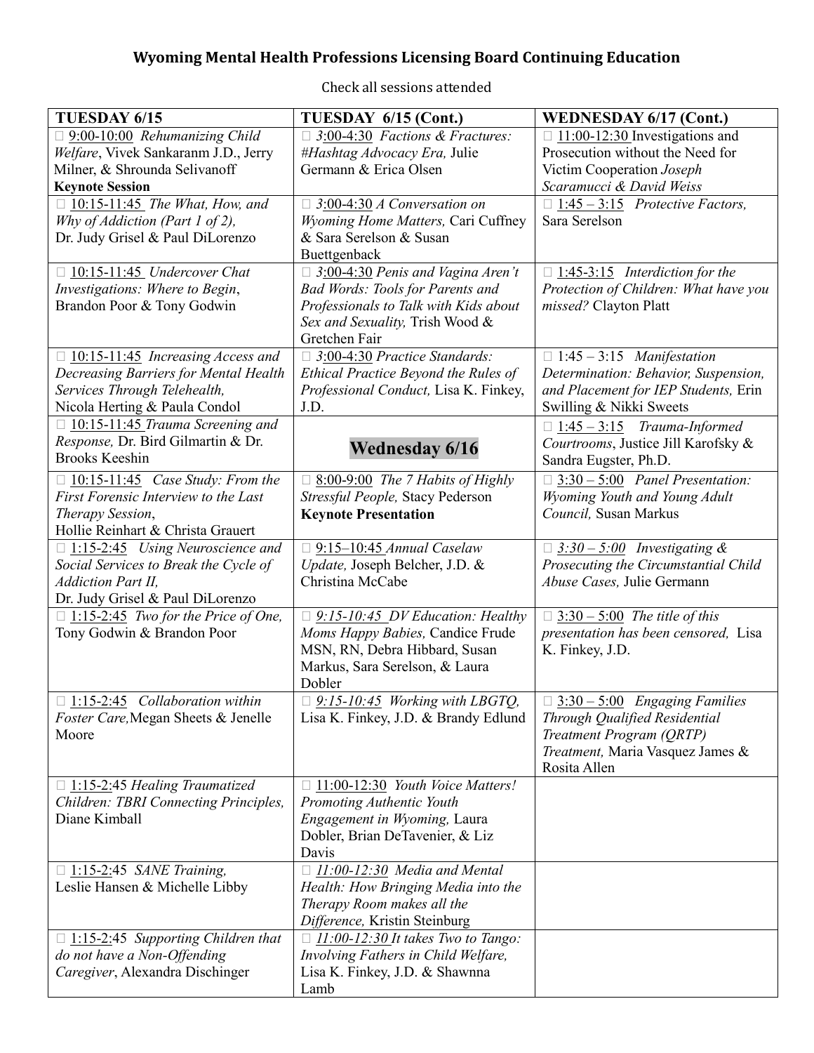**Wyoming Mental Health Professions Licensing Board Continuing Education**

Check all sessions attended

| TUESDAY 6/15 | TUESDAY 6/15 (Cont.) | WEDNESDAY 6/17 (Cont.) |
|---|---|---|
| □ 9:00-10:00 *Rehumanizing Child Welfare*, Vivek Sankaranm J.D., Jerry Milner, & Shrounda Selivanoff **Keynote Session** | □ *3:00-4:30 Factions & Fractures: #Hashtag Advocacy Era,* Julie Germann & Erica Olsen | □ 11:00-12:30 Investigations and Prosecution without the Need for Victim Cooperation *Joseph Scaramucci & David Weiss* |
| □ 10:15-11:45 *The What, How, and Why of Addiction (Part 1 of 2),* Dr. Judy Grisel & Paul DiLorenzo | □ *3:00-4:30 A Conversation on Wyoming Home Matters,* Cari Cuffney & Sara Serelson & Susan Buettgenback | □ 1:45 – 3:15 *Protective Factors,* Sara Serelson |
| □ 10:15-11:45 *Undercover Chat Investigations: Where to Begin*, Brandon Poor & Tony Godwin | □ *3:00-4:30 Penis and Vagina Aren't Bad Words: Tools for Parents and Professionals to Talk with Kids about Sex and Sexuality,* Trish Wood & Gretchen Fair | □ 1:45-3:15 *Interdiction for the Protection of Children: What have you missed?* Clayton Platt |
| □ 10:15-11:45 *Increasing Access and Decreasing Barriers for Mental Health Services Through Telehealth,* Nicola Herting & Paula Condol | □ *3:00-4:30 Practice Standards: Ethical Practice Beyond the Rules of Professional Conduct,* Lisa K. Finkey, J.D. | □ 1:45 – 3:15 *Manifestation Determination: Behavior, Suspension, and Placement for IEP Students,* Erin Swilling & Nikki Sweets |
| □ 10:15-11:45 *Trauma Screening and Response,* Dr. Bird Gilmartin & Dr. Brooks Keeshin | **Wednesday 6/16** | □ 1:45 – 3:15 *Trauma-Informed Courtrooms*, Justice Jill Karofsky & Sandra Eugster, Ph.D. |
| □ 10:15-11:45 *Case Study: From the First Forensic Interview to the Last Therapy Session*, Hollie Reinhart & Christa Grauert | □ 8:00-9:00 *The 7 Habits of Highly Stressful People,* Stacy Pederson **Keynote Presentation** | □ 3:30 – 5:00 *Panel Presentation: Wyoming Youth and Young Adult Council,* Susan Markus |
| □ 1:15-2:45 *Using Neuroscience and Social Services to Break the Cycle of Addiction Part II,* Dr. Judy Grisel & Paul DiLorenzo | □ 9:15–10:45 *Annual Caselaw Update,* Joseph Belcher, J.D. & Christina McCabe | □ *3:30 – 5:00 Investigating & Prosecuting the Circumstantial Child Abuse Cases,* Julie Germann |
| □ 1:15-2:45 *Two for the Price of One,* Tony Godwin & Brandon Poor | □ *9:15-10:45 DV Education: Healthy Moms Happy Babies,* Candice Frude MSN, RN, Debra Hibbard, Susan Markus, Sara Serelson, & Laura Dobler | □ 3:30 – 5:00 *The title of this presentation has been censored,* Lisa K. Finkey, J.D. |
| □ 1:15-2:45 *Collaboration within Foster Care,* Megan Sheets & Jenelle Moore | □ *9:15-10:45 Working with LBGTQ,* Lisa K. Finkey, J.D. & Brandy Edlund | □ 3:30 – 5:00 *Engaging Families Through Qualified Residential Treatment Program (QRTP) Treatment,* Maria Vasquez James & Rosita Allen |
| □ 1:15-2:45 *Healing Traumatized Children: TBRI Connecting Principles,* Diane Kimball | □ 11:00-12:30 *Youth Voice Matters! Promoting Authentic Youth Engagement in Wyoming,* Laura Dobler, Brian DeTavenier, & Liz Davis | |
| □ 1:15-2:45 *SANE Training,* Leslie Hansen & Michelle Libby | □ *11:00-12:30 Media and Mental Health: How Bringing Media into the Therapy Room makes all the Difference,* Kristin Steinburg | |
| □ 1:15-2:45 *Supporting Children that do not have a Non-Offending Caregiver*, Alexandra Dischinger | □ *11:00-12:30 It takes Two to Tango: Involving Fathers in Child Welfare,* Lisa K. Finkey, J.D. & Shawnna Lamb | |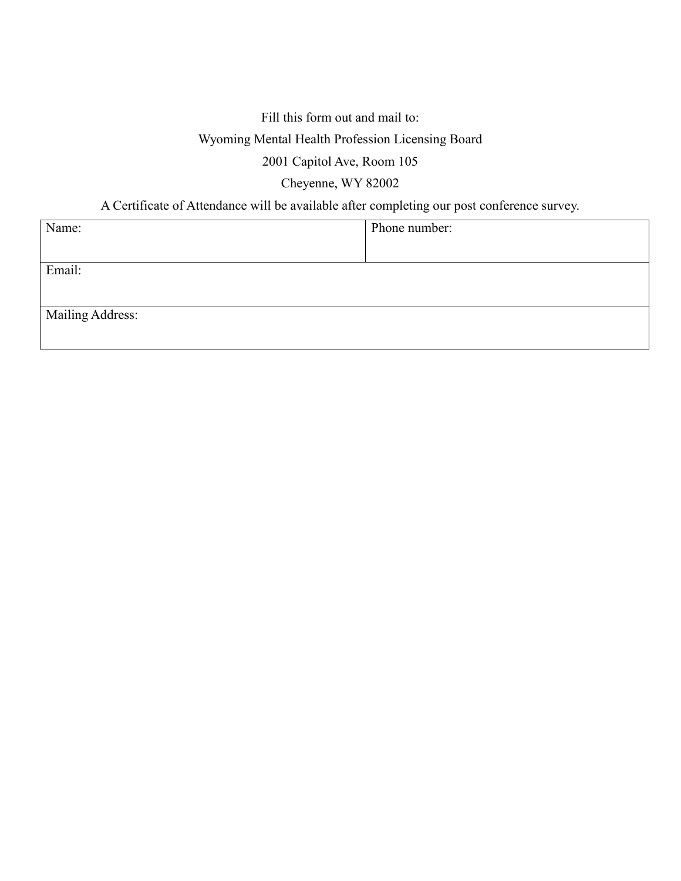Fill this form out and mail to:

Wyoming Mental Health Profession Licensing Board

2001 Capitol Ave, Room 105

Cheyenne, WY 82002

A Certificate of Attendance will be available after completing our post conference survey.

| | |
|---|---|
| Name: | Phone number: |
| Email: | |
| Mailing Address: | |